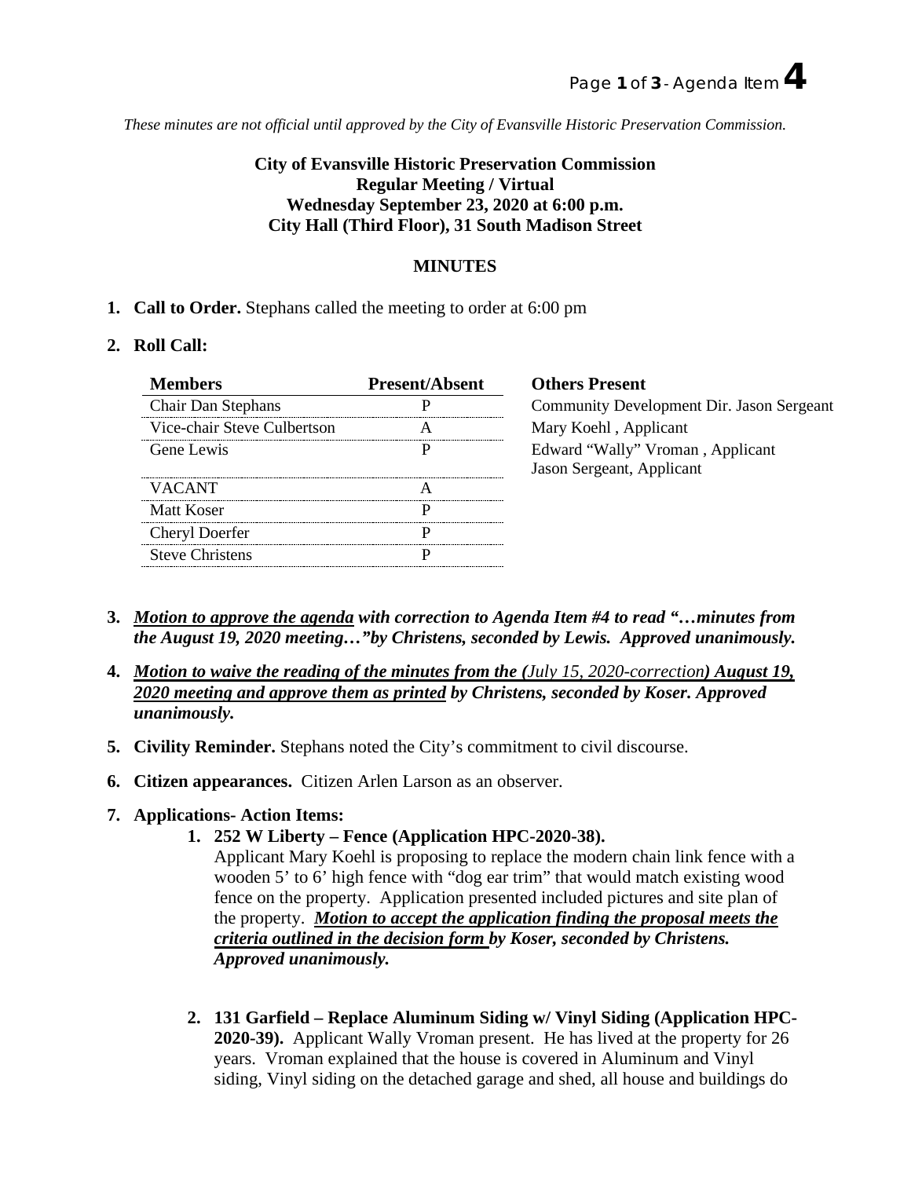*These minutes are not official until approved by the City of Evansville Historic Preservation Commission.*

**City of Evansville Historic Preservation Commission**
**Regular Meeting / Virtual**
**Wednesday September 23, 2020 at 6:00 p.m.**
**City Hall (Third Floor), 31 South Madison Street**

**MINUTES**

1. **Call to Order.** Stephans called the meeting to order at 6:00 pm

2. **Roll Call:**

| Members | Present/Absent |
|---|---|
| Chair Dan Stephans | P |
| Vice-chair Steve Culbertson | A |
| Gene Lewis | P |
| VACANT | A |
| Matt Koser | P |
| Cheryl Doerfer | P |
| Steve Christens | P |

**Others Present**
Community Development Dir. Jason Sergeant
Mary Koehl , Applicant
Edward "Wally" Vroman , Applicant
Jason Sergeant, Applicant

3. ***Motion to approve the agenda with correction to Agenda Item #4 to read "…minutes from the August 19, 2020 meeting…"by Christens, seconded by Lewis. Approved unanimously.***

4. ***Motion to waive the reading of the minutes from the (July 15, 2020-correction) August 19, 2020 meeting and approve them as printed by Christens, seconded by Koser. Approved unanimously.***

5. **Civility Reminder.** Stephans noted the City's commitment to civil discourse.

6. **Citizen appearances.** Citizen Arlen Larson as an observer.

7. **Applications- Action Items:**

   1. **252 W Liberty – Fence (Application HPC-2020-38).**
   Applicant Mary Koehl is proposing to replace the modern chain link fence with a wooden 5' to 6' high fence with "dog ear trim" that would match existing wood fence on the property. Application presented included pictures and site plan of the property. ***Motion to accept the application finding the proposal meets the criteria outlined in the decision form by Koser, seconded by Christens. Approved unanimously.***

   2. **131 Garfield – Replace Aluminum Siding w/ Vinyl Siding (Application HPC-2020-39).** Applicant Wally Vroman present. He has lived at the property for 26 years. Vroman explained that the house is covered in Aluminum and Vinyl siding, Vinyl siding on the detached garage and shed, all house and buildings do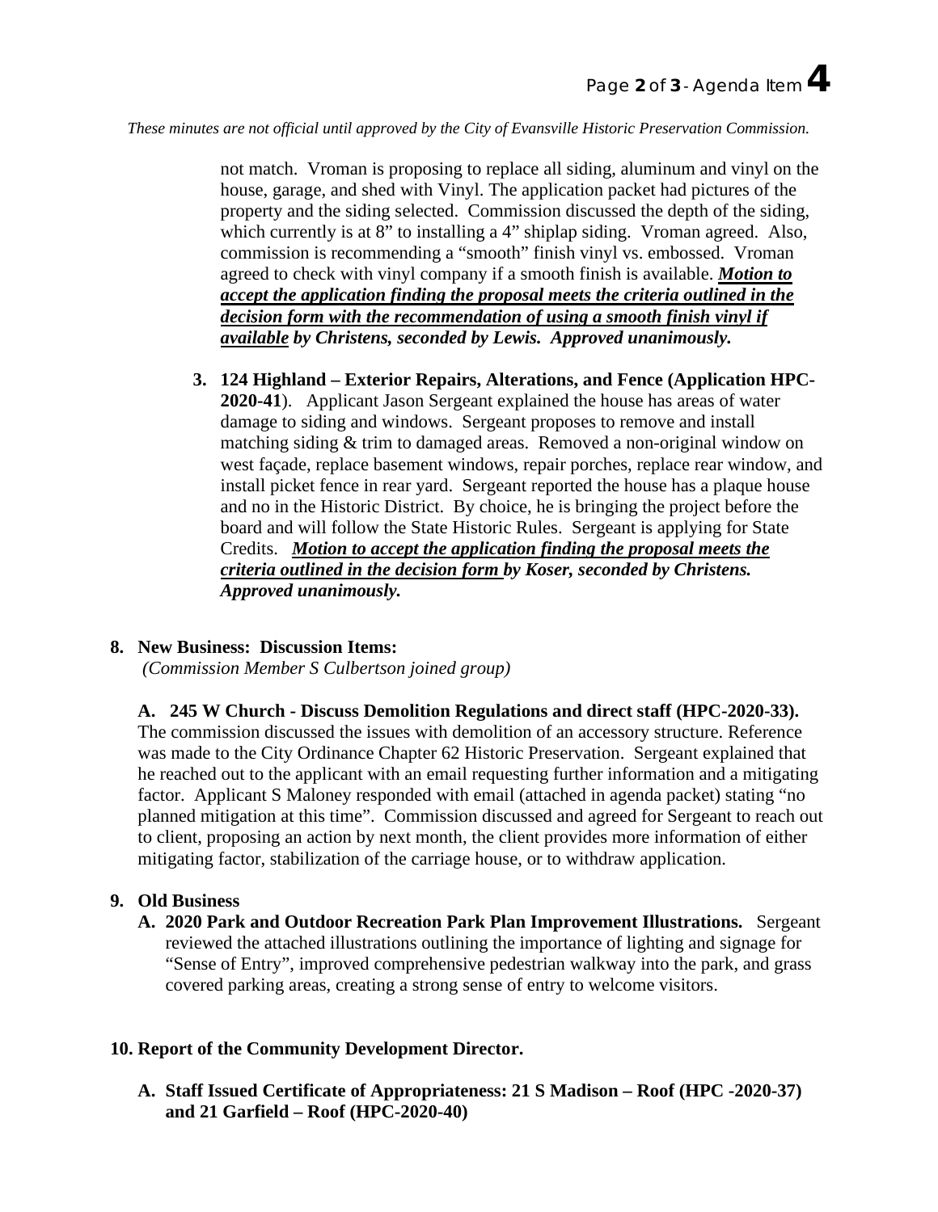*These minutes are not official until approved by the City of Evansville Historic Preservation Commission.*

not match. Vroman is proposing to replace all siding, aluminum and vinyl on the house, garage, and shed with Vinyl. The application packet had pictures of the property and the siding selected. Commission discussed the depth of the siding, which currently is at 8" to installing a 4" shiplap siding. Vroman agreed. Also, commission is recommending a "smooth" finish vinyl vs. embossed. Vroman agreed to check with vinyl company if a smooth finish is available. ***Motion to accept the application finding the proposal meets the criteria outlined in the decision form with the recommendation of using a smooth finish vinyl if available by Christens, seconded by Lewis. Approved unanimously.***

3. **124 Highland – Exterior Repairs, Alterations, and Fence (Application HPC-2020-41**). Applicant Jason Sergeant explained the house has areas of water damage to siding and windows. Sergeant proposes to remove and install matching siding & trim to damaged areas. Removed a non-original window on west façade, replace basement windows, repair porches, replace rear window, and install picket fence in rear yard. Sergeant reported the house has a plaque house and no in the Historic District. By choice, he is bringing the project before the board and will follow the State Historic Rules. Sergeant is applying for State Credits. ***Motion to accept the application finding the proposal meets the criteria outlined in the decision form by Koser, seconded by Christens. Approved unanimously.***

**8. New Business: Discussion Items:**
*(Commission Member S Culbertson joined group)*

**A. 245 W Church - Discuss Demolition Regulations and direct staff (HPC-2020-33).** The commission discussed the issues with demolition of an accessory structure. Reference was made to the City Ordinance Chapter 62 Historic Preservation. Sergeant explained that he reached out to the applicant with an email requesting further information and a mitigating factor. Applicant S Maloney responded with email (attached in agenda packet) stating "no planned mitigation at this time". Commission discussed and agreed for Sergeant to reach out to client, proposing an action by next month, the client provides more information of either mitigating factor, stabilization of the carriage house, or to withdraw application.

**9. Old Business**

**A. 2020 Park and Outdoor Recreation Park Plan Improvement Illustrations.** Sergeant reviewed the attached illustrations outlining the importance of lighting and signage for "Sense of Entry", improved comprehensive pedestrian walkway into the park, and grass covered parking areas, creating a strong sense of entry to welcome visitors.

**10. Report of the Community Development Director.**

**A. Staff Issued Certificate of Appropriateness: 21 S Madison – Roof (HPC -2020-37) and 21 Garfield – Roof (HPC-2020-40)**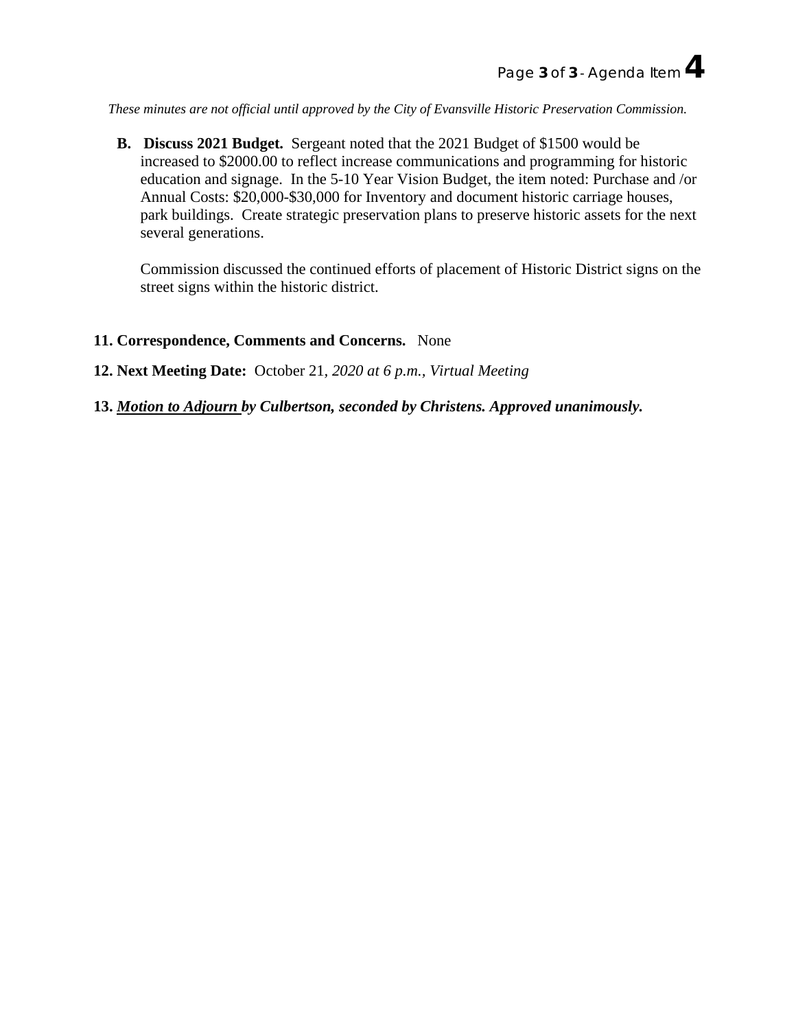*These minutes are not official until approved by the City of Evansville Historic Preservation Commission.*

**B. Discuss 2021 Budget.** Sergeant noted that the 2021 Budget of $1500 would be increased to $2000.00 to reflect increase communications and programming for historic education and signage. In the 5-10 Year Vision Budget, the item noted: Purchase and /or Annual Costs: $20,000-$30,000 for Inventory and document historic carriage houses, park buildings. Create strategic preservation plans to preserve historic assets for the next several generations.

Commission discussed the continued efforts of placement of Historic District signs on the street signs within the historic district.

**11. Correspondence, Comments and Concerns.** None

**12. Next Meeting Date:** October 21, *2020 at 6 p.m., Virtual Meeting*

**13. *<u>Motion to Adjourn</u> by Culbertson, seconded by Christens. Approved unanimously.***